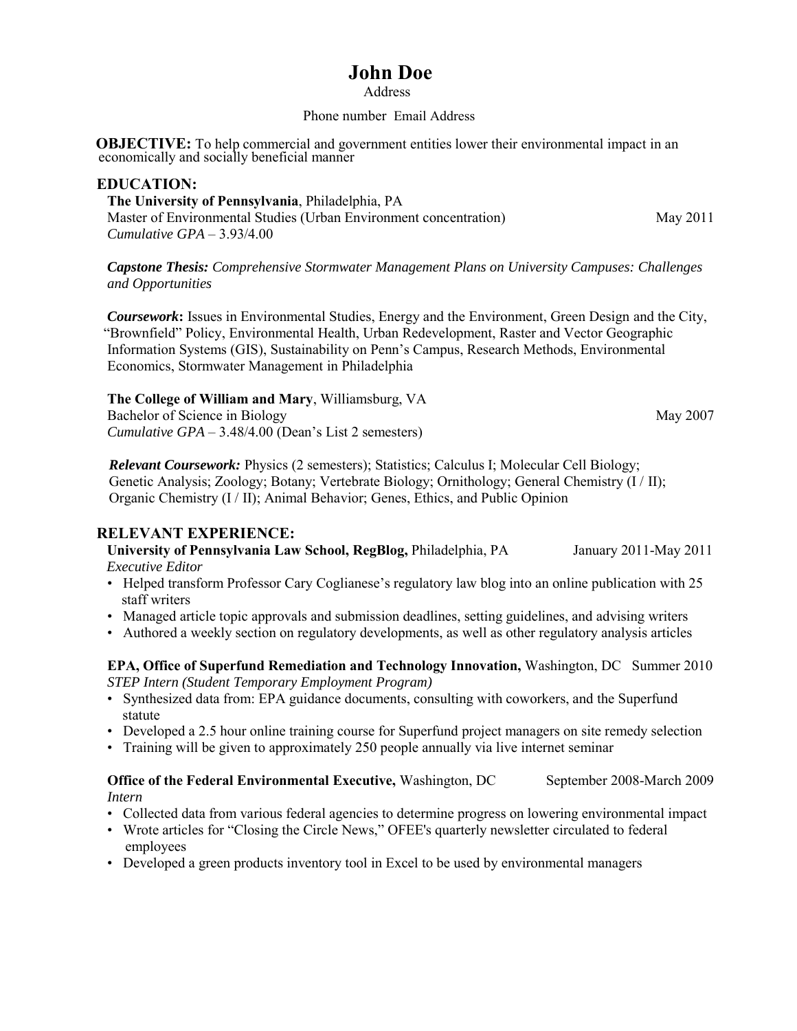# John Doe

Address

Phone number Email Address

**OBJECTIVE:** To help commercial and government entities lower their environmental impact in an economically and socially beneficial manner

## EDUCATION:

**The University of Pennsylvania**, Philadelphia, PA
Master of Environmental Studies (Urban Environment concentration) May 2011
*Cumulative GPA* – 3.93/4.00

***Capstone Thesis:*** *Comprehensive Stormwater Management Plans on University Campuses: Challenges and Opportunities*

***Coursework*:** Issues in Environmental Studies, Energy and the Environment, Green Design and the City, "Brownfield" Policy, Environmental Health, Urban Redevelopment, Raster and Vector Geographic Information Systems (GIS), Sustainability on Penn's Campus, Research Methods, Environmental Economics, Stormwater Management in Philadelphia

**The College of William and Mary**, Williamsburg, VA
Bachelor of Science in Biology May 2007
*Cumulative GPA* – 3.48/4.00 (Dean's List 2 semesters)

***Relevant Coursework:*** Physics (2 semesters); Statistics; Calculus I; Molecular Cell Biology; Genetic Analysis; Zoology; Botany; Vertebrate Biology; Ornithology; General Chemistry (I / II); Organic Chemistry (I / II); Animal Behavior; Genes, Ethics, and Public Opinion

## RELEVANT EXPERIENCE:

**University of Pennsylvania Law School, RegBlog,** Philadelphia, PA January 2011-May 2011
*Executive Editor*

- Helped transform Professor Cary Coglianese's regulatory law blog into an online publication with 25 staff writers
- Managed article topic approvals and submission deadlines, setting guidelines, and advising writers
- Authored a weekly section on regulatory developments, as well as other regulatory analysis articles

**EPA, Office of Superfund Remediation and Technology Innovation,** Washington, DC Summer 2010
*STEP Intern (Student Temporary Employment Program)*

- Synthesized data from: EPA guidance documents, consulting with coworkers, and the Superfund statute
- Developed a 2.5 hour online training course for Superfund project managers on site remedy selection
- Training will be given to approximately 250 people annually via live internet seminar

**Office of the Federal Environmental Executive,** Washington, DC September 2008-March 2009
*Intern*

- Collected data from various federal agencies to determine progress on lowering environmental impact
- Wrote articles for "Closing the Circle News," OFEE's quarterly newsletter circulated to federal employees
- Developed a green products inventory tool in Excel to be used by environmental managers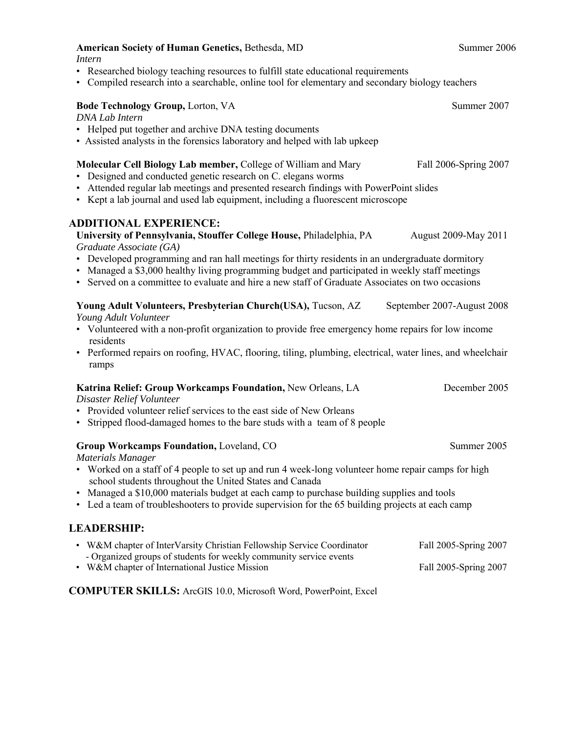**American Society of Human Genetics,** Bethesda, MD Summer 2006
*Intern*

- Researched biology teaching resources to fulfill state educational requirements
- Compiled research into a searchable, online tool for elementary and secondary biology teachers

**Bode Technology Group,** Lorton, VA Summer 2007
*DNA Lab Intern*

- Helped put together and archive DNA testing documents
- Assisted analysts in the forensics laboratory and helped with lab upkeep

**Molecular Cell Biology Lab member,** College of William and Mary Fall 2006-Spring 2007

- Designed and conducted genetic research on C. elegans worms
- Attended regular lab meetings and presented research findings with PowerPoint slides
- Kept a lab journal and used lab equipment, including a fluorescent microscope

## ADDITIONAL EXPERIENCE:

**University of Pennsylvania, Stouffer College House,** Philadelphia, PA August 2009-May 2011
*Graduate Associate (GA)*

- Developed programming and ran hall meetings for thirty residents in an undergraduate dormitory
- Managed a $3,000 healthy living programming budget and participated in weekly staff meetings
- Served on a committee to evaluate and hire a new staff of Graduate Associates on two occasions

**Young Adult Volunteers, Presbyterian Church(USA),** Tucson, AZ September 2007-August 2008
*Young Adult Volunteer*

- Volunteered with a non-profit organization to provide free emergency home repairs for low income residents
- Performed repairs on roofing, HVAC, flooring, tiling, plumbing, electrical, water lines, and wheelchair ramps

**Katrina Relief: Group Workcamps Foundation,** New Orleans, LA December 2005
*Disaster Relief Volunteer*

- Provided volunteer relief services to the east side of New Orleans
- Stripped flood-damaged homes to the bare studs with a team of 8 people

**Group Workcamps Foundation,** Loveland, CO Summer 2005
*Materials Manager*

- Worked on a staff of 4 people to set up and run 4 week-long volunteer home repair camps for high school students throughout the United States and Canada
- Managed a $10,000 materials budget at each camp to purchase building supplies and tools
- Led a team of troubleshooters to provide supervision for the 65 building projects at each camp

## LEADERSHIP:

- W&M chapter of InterVarsity Christian Fellowship Service Coordinator Fall 2005-Spring 2007
  - Organized groups of students for weekly community service events
- W&M chapter of International Justice Mission Fall 2005-Spring 2007

**COMPUTER SKILLS:** ArcGIS 10.0, Microsoft Word, PowerPoint, Excel